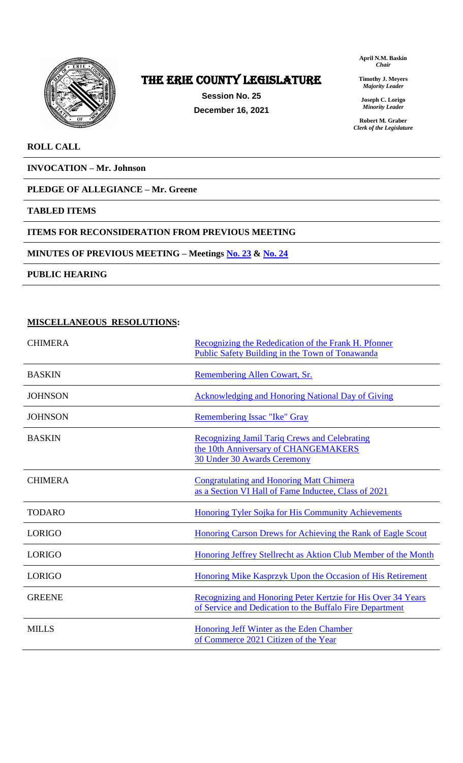# THE ERIE COUNTY LEGISLATURE

**Session No. 25**

**December 16, 2021**

**April N.M. Baskin**
*Chair*

**Timothy J. Meyers**
*Majority Leader*

**Joseph C. Lorigo**
*Minority Leader*

**Robert M. Graber**
*Clerk of the Legislature*

**ROLL CALL**

**INVOCATION – Mr. Johnson**

**PLEDGE OF ALLEGIANCE – Mr. Greene**

**TABLED ITEMS**

**ITEMS FOR RECONSIDERATION FROM PREVIOUS MEETING**

**MINUTES OF PREVIOUS MEETING – Meetings No. 23 & No. 24**

**PUBLIC HEARING**

**MISCELLANEOUS RESOLUTIONS:**

| | |
|---|---|
| CHIMERA | Recognizing the Rededication of the Frank H. Pfonner Public Safety Building in the Town of Tonawanda |
| BASKIN | Remembering Allen Cowart, Sr. |
| JOHNSON | Acknowledging and Honoring National Day of Giving |
| JOHNSON | Remembering Issac "Ike" Gray |
| BASKIN | Recognizing Jamil Tariq Crews and Celebrating the 10th Anniversary of CHANGEMAKERS 30 Under 30 Awards Ceremony |
| CHIMERA | Congratulating and Honoring Matt Chimera as a Section VI Hall of Fame Inductee, Class of 2021 |
| TODARO | Honoring Tyler Sojka for His Community Achievements |
| LORIGO | Honoring Carson Drews for Achieving the Rank of Eagle Scout |
| LORIGO | Honoring Jeffrey Stellrecht as Aktion Club Member of the Month |
| LORIGO | Honoring Mike Kasprzyk Upon the Occasion of His Retirement |
| GREENE | Recognizing and Honoring Peter Kertzie for His Over 34 Years of Service and Dedication to the Buffalo Fire Department |
| MILLS | Honoring Jeff Winter as the Eden Chamber of Commerce 2021 Citizen of the Year |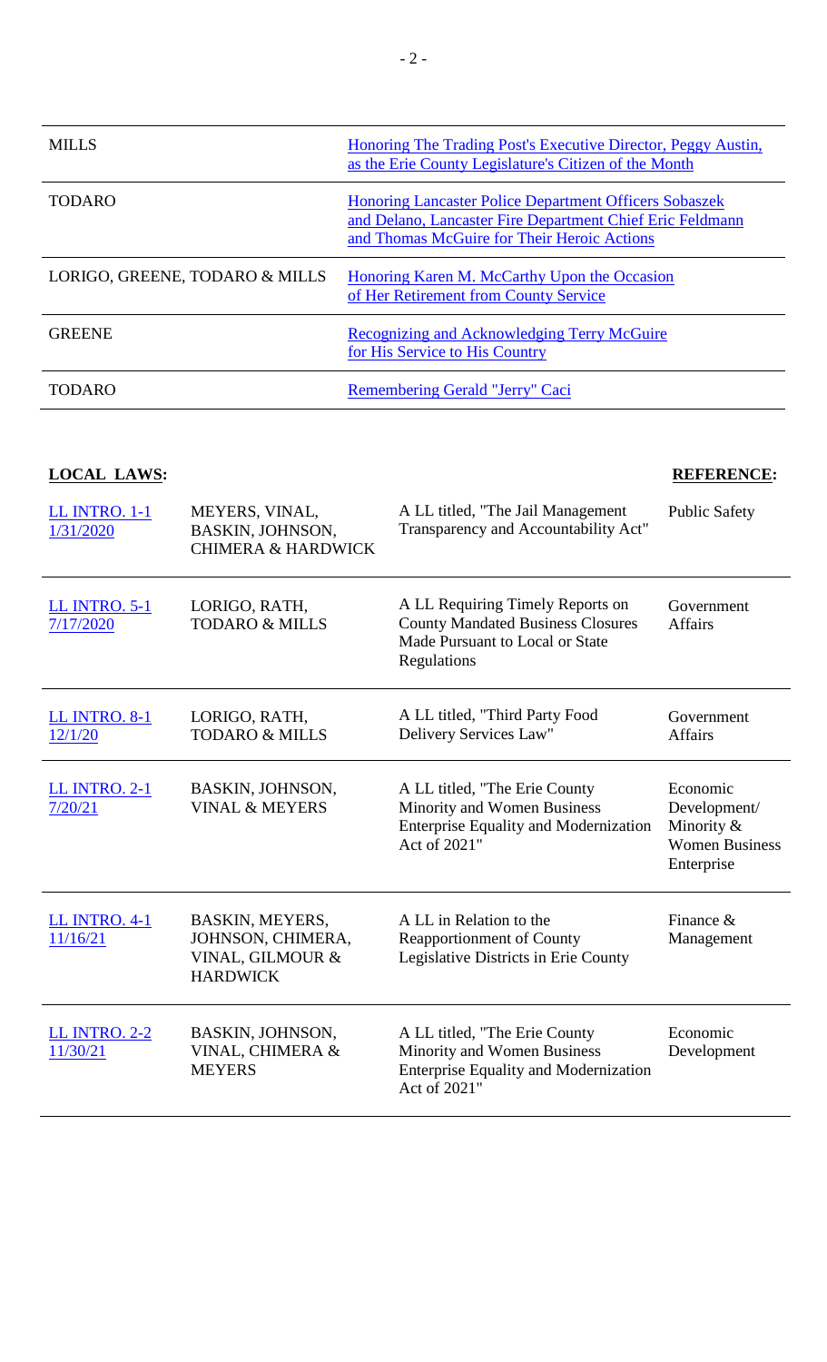| | |
|---|---|
| MILLS | Honoring The Trading Post's Executive Director, Peggy Austin, as the Erie County Legislature's Citizen of the Month |
| TODARO | Honoring Lancaster Police Department Officers Sobaszek and Delano, Lancaster Fire Department Chief Eric Feldmann and Thomas McGuire for Their Heroic Actions |
| LORIGO, GREENE, TODARO & MILLS | Honoring Karen M. McCarthy Upon the Occasion of Her Retirement from County Service |
| GREENE | Recognizing and Acknowledging Terry McGuire for His Service to His Country |
| TODARO | Remembering Gerald "Jerry" Caci |

**LOCAL LAWS:**

| | | | **REFERENCE:** |
|---|---|---|---|
| LL INTRO. 1-1 1/31/2020 | MEYERS, VINAL, BASKIN, JOHNSON, CHIMERA & HARDWICK | A LL titled, "The Jail Management Transparency and Accountability Act" | Public Safety |
| LL INTRO. 5-1 7/17/2020 | LORIGO, RATH, TODARO & MILLS | A LL Requiring Timely Reports on County Mandated Business Closures Made Pursuant to Local or State Regulations | Government Affairs |
| LL INTRO. 8-1 12/1/20 | LORIGO, RATH, TODARO & MILLS | A LL titled, "Third Party Food Delivery Services Law" | Government Affairs |
| LL INTRO. 2-1 7/20/21 | BASKIN, JOHNSON, VINAL & MEYERS | A LL titled, "The Erie County Minority and Women Business Enterprise Equality and Modernization Act of 2021" | Economic Development/ Minority & Women Business Enterprise |
| LL INTRO. 4-1 11/16/21 | BASKIN, MEYERS, JOHNSON, CHIMERA, VINAL, GILMOUR & HARDWICK | A LL in Relation to the Reapportionment of County Legislative Districts in Erie County | Finance & Management |
| LL INTRO. 2-2 11/30/21 | BASKIN, JOHNSON, VINAL, CHIMERA & MEYERS | A LL titled, "The Erie County Minority and Women Business Enterprise Equality and Modernization Act of 2021" | Economic Development |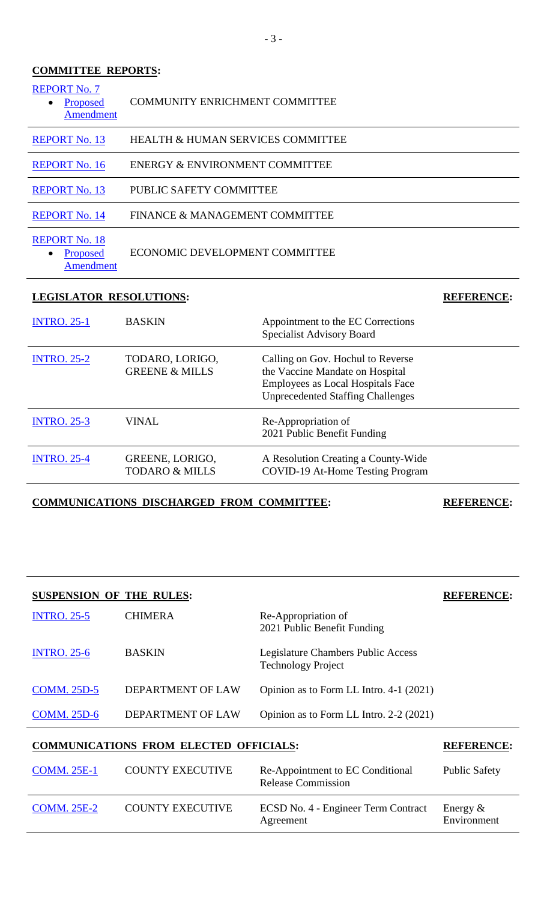## COMMITTEE REPORTS:

| | |
|---|---|
| REPORT No. 7<br>• Proposed Amendment | COMMUNITY ENRICHMENT COMMITTEE |
| REPORT No. 13 | HEALTH & HUMAN SERVICES COMMITTEE |
| REPORT No. 16 | ENERGY & ENVIRONMENT COMMITTEE |
| REPORT No. 13 | PUBLIC SAFETY COMMITTEE |
| REPORT No. 14 | FINANCE & MANAGEMENT COMMITTEE |
| REPORT No. 18<br>• Proposed Amendment | ECONOMIC DEVELOPMENT COMMITTEE |

## LEGISLATOR RESOLUTIONS:

| | | | REFERENCE: |
|---|---|---|---|
| INTRO. 25-1 | BASKIN | Appointment to the EC Corrections Specialist Advisory Board | |
| INTRO. 25-2 | TODARO, LORIGO, GREENE & MILLS | Calling on Gov. Hochul to Reverse the Vaccine Mandate on Hospital Employees as Local Hospitals Face Unprecedented Staffing Challenges | |
| INTRO. 25-3 | VINAL | Re-Appropriation of 2021 Public Benefit Funding | |
| INTRO. 25-4 | GREENE, LORIGO, TODARO & MILLS | A Resolution Creating a County-Wide COVID-19 At-Home Testing Program | |

## COMMUNICATIONS DISCHARGED FROM COMMITTEE:

REFERENCE:

## SUSPENSION OF THE RULES:

| | | | REFERENCE: |
|---|---|---|---|
| INTRO. 25-5 | CHIMERA | Re-Appropriation of 2021 Public Benefit Funding | |
| INTRO. 25-6 | BASKIN | Legislature Chambers Public Access Technology Project | |
| COMM. 25D-5 | DEPARTMENT OF LAW | Opinion as to Form LL Intro. 4-1 (2021) | |
| COMM. 25D-6 | DEPARTMENT OF LAW | Opinion as to Form LL Intro. 2-2 (2021) | |

## COMMUNICATIONS FROM ELECTED OFFICIALS:

| | | | REFERENCE: |
|---|---|---|---|
| COMM. 25E-1 | COUNTY EXECUTIVE | Re-Appointment to EC Conditional Release Commission | Public Safety |
| COMM. 25E-2 | COUNTY EXECUTIVE | ECSD No. 4 - Engineer Term Contract Agreement | Energy & Environment |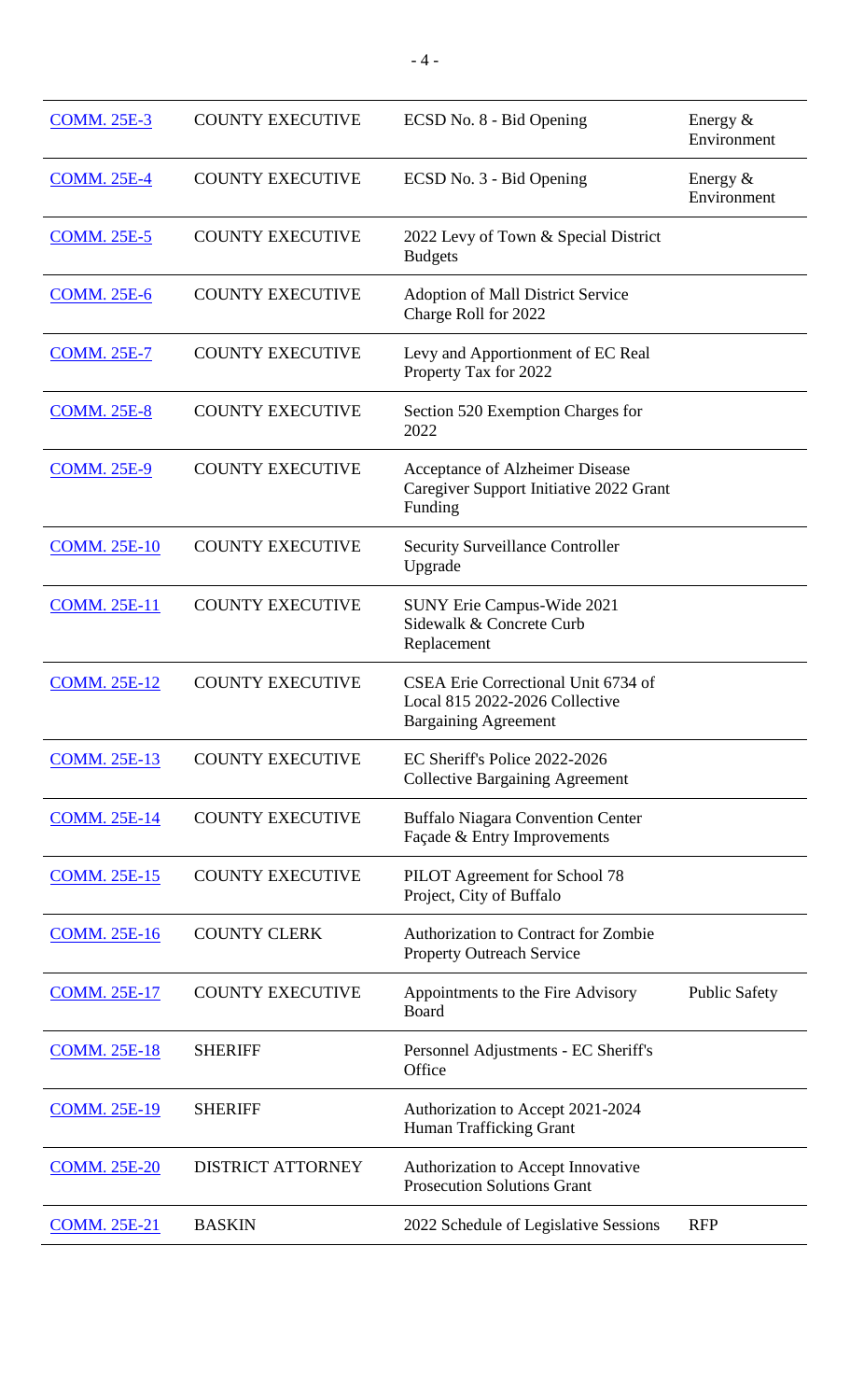| | | | |
|---|---|---|---|
| COMM. 25E-3 | COUNTY EXECUTIVE | ECSD No. 8 - Bid Opening | Energy & Environment |
| COMM. 25E-4 | COUNTY EXECUTIVE | ECSD No. 3 - Bid Opening | Energy & Environment |
| COMM. 25E-5 | COUNTY EXECUTIVE | 2022 Levy of Town & Special District Budgets | |
| COMM. 25E-6 | COUNTY EXECUTIVE | Adoption of Mall District Service Charge Roll for 2022 | |
| COMM. 25E-7 | COUNTY EXECUTIVE | Levy and Apportionment of EC Real Property Tax for 2022 | |
| COMM. 25E-8 | COUNTY EXECUTIVE | Section 520 Exemption Charges for 2022 | |
| COMM. 25E-9 | COUNTY EXECUTIVE | Acceptance of Alzheimer Disease Caregiver Support Initiative 2022 Grant Funding | |
| COMM. 25E-10 | COUNTY EXECUTIVE | Security Surveillance Controller Upgrade | |
| COMM. 25E-11 | COUNTY EXECUTIVE | SUNY Erie Campus-Wide 2021 Sidewalk & Concrete Curb Replacement | |
| COMM. 25E-12 | COUNTY EXECUTIVE | CSEA Erie Correctional Unit 6734 of Local 815 2022-2026 Collective Bargaining Agreement | |
| COMM. 25E-13 | COUNTY EXECUTIVE | EC Sheriff's Police 2022-2026 Collective Bargaining Agreement | |
| COMM. 25E-14 | COUNTY EXECUTIVE | Buffalo Niagara Convention Center Façade & Entry Improvements | |
| COMM. 25E-15 | COUNTY EXECUTIVE | PILOT Agreement for School 78 Project, City of Buffalo | |
| COMM. 25E-16 | COUNTY CLERK | Authorization to Contract for Zombie Property Outreach Service | |
| COMM. 25E-17 | COUNTY EXECUTIVE | Appointments to the Fire Advisory Board | Public Safety |
| COMM. 25E-18 | SHERIFF | Personnel Adjustments - EC Sheriff's Office | |
| COMM. 25E-19 | SHERIFF | Authorization to Accept 2021-2024 Human Trafficking Grant | |
| COMM. 25E-20 | DISTRICT ATTORNEY | Authorization to Accept Innovative Prosecution Solutions Grant | |
| COMM. 25E-21 | BASKIN | 2022 Schedule of Legislative Sessions | RFP |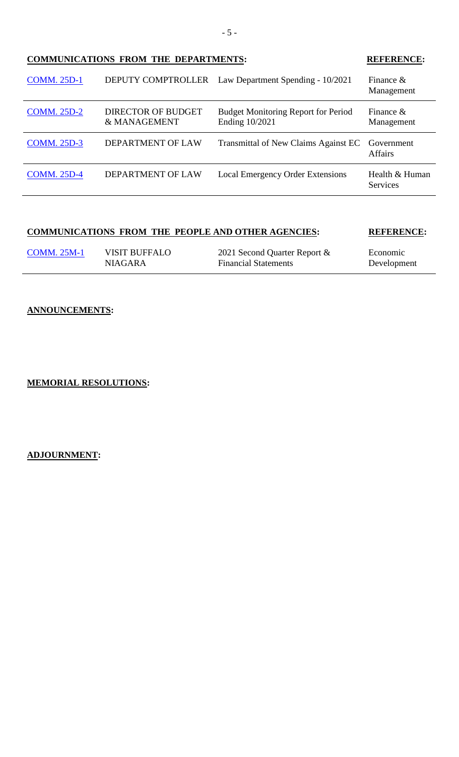**COMMUNICATIONS FROM THE DEPARTMENTS:** **REFERENCE:**

| | | | |
|---|---|---|---|
| COMM. 25D-1 | DEPUTY COMPTROLLER | Law Department Spending - 10/2021 | Finance & Management |
| COMM. 25D-2 | DIRECTOR OF BUDGET & MANAGEMENT | Budget Monitoring Report for Period Ending 10/2021 | Finance & Management |
| COMM. 25D-3 | DEPARTMENT OF LAW | Transmittal of New Claims Against EC | Government Affairs |
| COMM. 25D-4 | DEPARTMENT OF LAW | Local Emergency Order Extensions | Health & Human Services |

**COMMUNICATIONS FROM THE PEOPLE AND OTHER AGENCIES:** **REFERENCE:**

| | | | |
|---|---|---|---|
| COMM. 25M-1 | VISIT BUFFALO NIAGARA | 2021 Second Quarter Report & Financial Statements | Economic Development |

**ANNOUNCEMENTS:**

**MEMORIAL RESOLUTIONS:**

**ADJOURNMENT:**